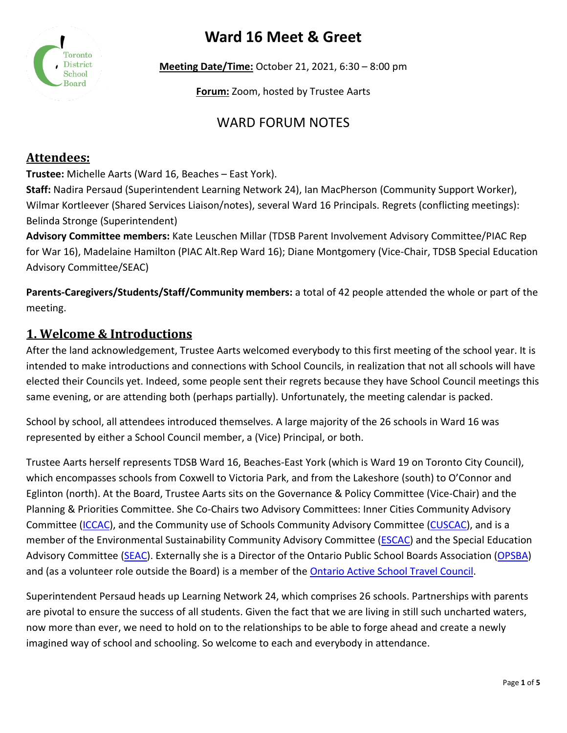# Ward 16 Meet & Greet

**Meeting Date/Time:** October 21, 2021, 6:30 – 8:00 pm

**Forum:** Zoom, hosted by Trustee Aarts

## WARD FORUM NOTES

## Attendees:

**Trustee:** Michelle Aarts (Ward 16, Beaches – East York).
**Staff:** Nadira Persaud (Superintendent Learning Network 24), Ian MacPherson (Community Support Worker), Wilmar Kortleever (Shared Services Liaison/notes), several Ward 16 Principals. Regrets (conflicting meetings): Belinda Stronge (Superintendent)
**Advisory Committee members:** Kate Leuschen Millar (TDSB Parent Involvement Advisory Committee/PIAC Rep for War 16), Madelaine Hamilton (PIAC Alt.Rep Ward 16); Diane Montgomery (Vice-Chair, TDSB Special Education Advisory Committee/SEAC)

**Parents-Caregivers/Students/Staff/Community members:** a total of 42 people attended the whole or part of the meeting.

## 1. Welcome & Introductions

After the land acknowledgement, Trustee Aarts welcomed everybody to this first meeting of the school year. It is intended to make introductions and connections with School Councils, in realization that not all schools will have elected their Councils yet. Indeed, some people sent their regrets because they have School Council meetings this same evening, or are attending both (perhaps partially). Unfortunately, the meeting calendar is packed.

School by school, all attendees introduced themselves. A large majority of the 26 schools in Ward 16 was represented by either a School Council member, a (Vice) Principal, or both.

Trustee Aarts herself represents TDSB Ward 16, Beaches-East York (which is Ward 19 on Toronto City Council), which encompasses schools from Coxwell to Victoria Park, and from the Lakeshore (south) to O'Connor and Eglinton (north). At the Board, Trustee Aarts sits on the Governance & Policy Committee (Vice-Chair) and the Planning & Priorities Committee. She Co-Chairs two Advisory Committees: Inner Cities Community Advisory Committee (ICCAC), and the Community use of Schools Community Advisory Committee (CUSCAC), and is a member of the Environmental Sustainability Community Advisory Committee (ESCAC) and the Special Education Advisory Committee (SEAC). Externally she is a Director of the Ontario Public School Boards Association (OPSBA) and (as a volunteer role outside the Board) is a member of the Ontario Active School Travel Council.

Superintendent Persaud heads up Learning Network 24, which comprises 26 schools. Partnerships with parents are pivotal to ensure the success of all students. Given the fact that we are living in still such uncharted waters, now more than ever, we need to hold on to the relationships to be able to forge ahead and create a newly imagined way of school and schooling. So welcome to each and everybody in attendance.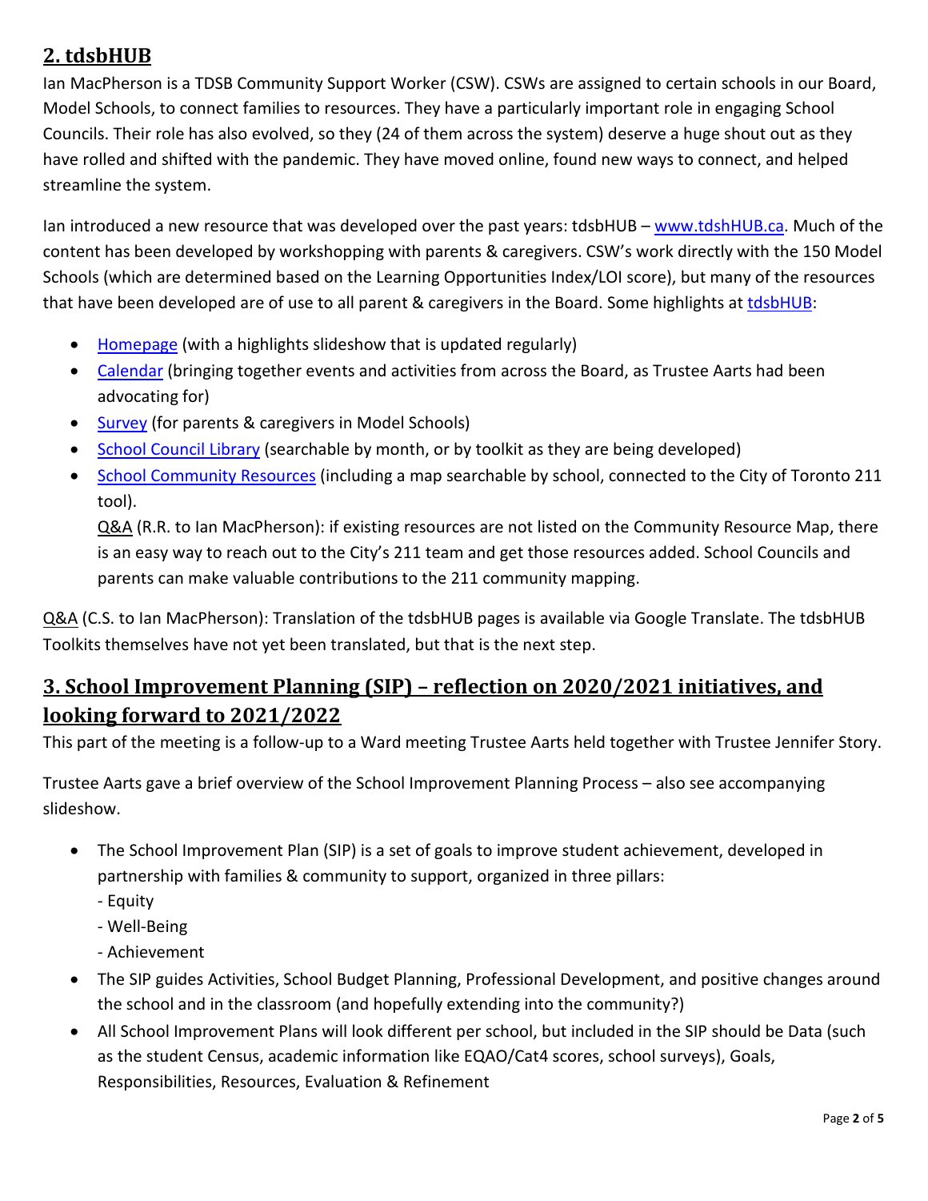## 2. tdsbHUB

Ian MacPherson is a TDSB Community Support Worker (CSW). CSWs are assigned to certain schools in our Board, Model Schools, to connect families to resources. They have a particularly important role in engaging School Councils. Their role has also evolved, so they (24 of them across the system) deserve a huge shout out as they have rolled and shifted with the pandemic. They have moved online, found new ways to connect, and helped streamline the system.

Ian introduced a new resource that was developed over the past years: tdsbHUB – www.tdshHUB.ca. Much of the content has been developed by workshopping with parents & caregivers. CSW's work directly with the 150 Model Schools (which are determined based on the Learning Opportunities Index/LOI score), but many of the resources that have been developed are of use to all parent & caregivers in the Board. Some highlights at tdsbHUB:

- Homepage (with a highlights slideshow that is updated regularly)
- Calendar (bringing together events and activities from across the Board, as Trustee Aarts had been advocating for)
- Survey (for parents & caregivers in Model Schools)
- School Council Library (searchable by month, or by toolkit as they are being developed)
- School Community Resources (including a map searchable by school, connected to the City of Toronto 211 tool).

  Q&A (R.R. to Ian MacPherson): if existing resources are not listed on the Community Resource Map, there is an easy way to reach out to the City's 211 team and get those resources added. School Councils and parents can make valuable contributions to the 211 community mapping.

Q&A (C.S. to Ian MacPherson): Translation of the tdsbHUB pages is available via Google Translate. The tdsbHUB Toolkits themselves have not yet been translated, but that is the next step.

## 3. School Improvement Planning (SIP) – reflection on 2020/2021 initiatives, and looking forward to 2021/2022

This part of the meeting is a follow-up to a Ward meeting Trustee Aarts held together with Trustee Jennifer Story.

Trustee Aarts gave a brief overview of the School Improvement Planning Process – also see accompanying slideshow.

- The School Improvement Plan (SIP) is a set of goals to improve student achievement, developed in partnership with families & community to support, organized in three pillars:
  - Equity
  - Well-Being
  - Achievement
- The SIP guides Activities, School Budget Planning, Professional Development, and positive changes around the school and in the classroom (and hopefully extending into the community?)
- All School Improvement Plans will look different per school, but included in the SIP should be Data (such as the student Census, academic information like EQAO/Cat4 scores, school surveys), Goals, Responsibilities, Resources, Evaluation & Refinement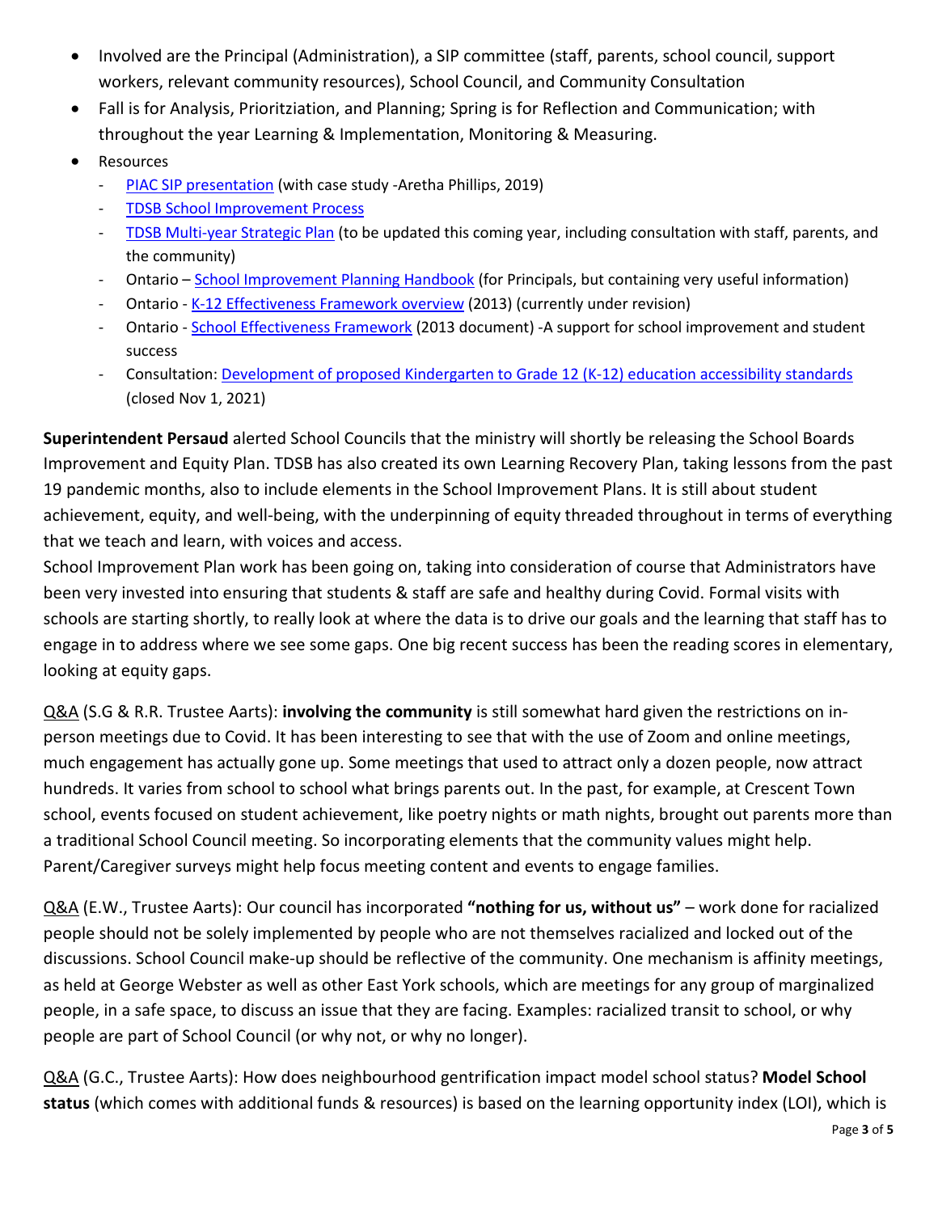- Involved are the Principal (Administration), a SIP committee (staff, parents, school council, support workers, relevant community resources), School Council, and Community Consultation
- Fall is for Analysis, Prioritziation, and Planning; Spring is for Reflection and Communication; with throughout the year Learning & Implementation, Monitoring & Measuring.
- Resources
  - PIAC SIP presentation (with case study -Aretha Phillips, 2019)
  - TDSB School Improvement Process
  - TDSB Multi-year Strategic Plan (to be updated this coming year, including consultation with staff, parents, and the community)
  - Ontario – School Improvement Planning Handbook (for Principals, but containing very useful information)
  - Ontario - K-12 Effectiveness Framework overview (2013) (currently under revision)
  - Ontario - School Effectiveness Framework (2013 document) -A support for school improvement and student success
  - Consultation: Development of proposed Kindergarten to Grade 12 (K-12) education accessibility standards (closed Nov 1, 2021)

**Superintendent Persaud** alerted School Councils that the ministry will shortly be releasing the School Boards Improvement and Equity Plan. TDSB has also created its own Learning Recovery Plan, taking lessons from the past 19 pandemic months, also to include elements in the School Improvement Plans. It is still about student achievement, equity, and well-being, with the underpinning of equity threaded throughout in terms of everything that we teach and learn, with voices and access.
School Improvement Plan work has been going on, taking into consideration of course that Administrators have been very invested into ensuring that students & staff are safe and healthy during Covid. Formal visits with schools are starting shortly, to really look at where the data is to drive our goals and the learning that staff has to engage in to address where we see some gaps. One big recent success has been the reading scores in elementary, looking at equity gaps.

Q&A (S.G & R.R. Trustee Aarts): **involving the community** is still somewhat hard given the restrictions on in-person meetings due to Covid. It has been interesting to see that with the use of Zoom and online meetings, much engagement has actually gone up. Some meetings that used to attract only a dozen people, now attract hundreds. It varies from school to school what brings parents out. In the past, for example, at Crescent Town school, events focused on student achievement, like poetry nights or math nights, brought out parents more than a traditional School Council meeting. So incorporating elements that the community values might help. Parent/Caregiver surveys might help focus meeting content and events to engage families.

Q&A (E.W., Trustee Aarts): Our council has incorporated **"nothing for us, without us"** – work done for racialized people should not be solely implemented by people who are not themselves racialized and locked out of the discussions. School Council make-up should be reflective of the community. One mechanism is affinity meetings, as held at George Webster as well as other East York schools, which are meetings for any group of marginalized people, in a safe space, to discuss an issue that they are facing. Examples: racialized transit to school, or why people are part of School Council (or why not, or why no longer).

Q&A (G.C., Trustee Aarts): How does neighbourhood gentrification impact model school status? **Model School status** (which comes with additional funds & resources) is based on the learning opportunity index (LOI), which is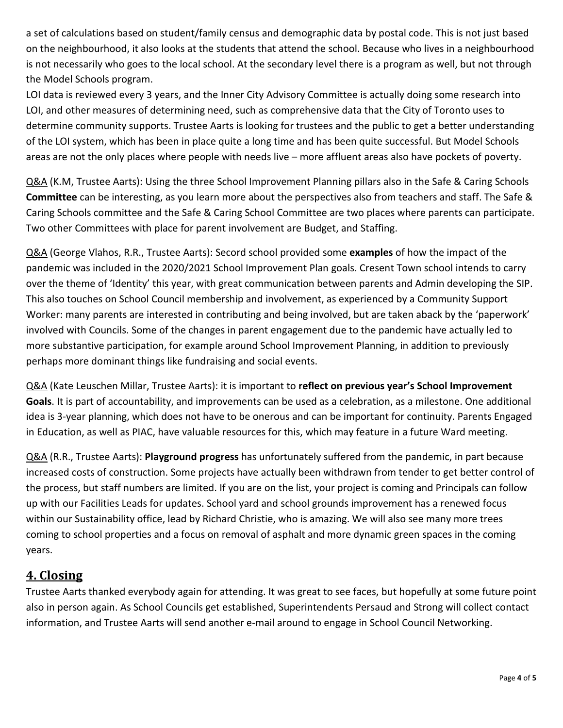a set of calculations based on student/family census and demographic data by postal code. This is not just based on the neighbourhood, it also looks at the students that attend the school. Because who lives in a neighbourhood is not necessarily who goes to the local school. At the secondary level there is a program as well, but not through the Model Schools program.

LOI data is reviewed every 3 years, and the Inner City Advisory Committee is actually doing some research into LOI, and other measures of determining need, such as comprehensive data that the City of Toronto uses to determine community supports. Trustee Aarts is looking for trustees and the public to get a better understanding of the LOI system, which has been in place quite a long time and has been quite successful. But Model Schools areas are not the only places where people with needs live – more affluent areas also have pockets of poverty.

Q&A (K.M, Trustee Aarts): Using the three School Improvement Planning pillars also in the Safe & Caring Schools **Committee** can be interesting, as you learn more about the perspectives also from teachers and staff. The Safe & Caring Schools committee and the Safe & Caring School Committee are two places where parents can participate. Two other Committees with place for parent involvement are Budget, and Staffing.

Q&A (George Vlahos, R.R., Trustee Aarts): Secord school provided some **examples** of how the impact of the pandemic was included in the 2020/2021 School Improvement Plan goals. Cresent Town school intends to carry over the theme of 'Identity' this year, with great communication between parents and Admin developing the SIP. This also touches on School Council membership and involvement, as experienced by a Community Support Worker: many parents are interested in contributing and being involved, but are taken aback by the 'paperwork' involved with Councils. Some of the changes in parent engagement due to the pandemic have actually led to more substantive participation, for example around School Improvement Planning, in addition to previously perhaps more dominant things like fundraising and social events.

Q&A (Kate Leuschen Millar, Trustee Aarts): it is important to **reflect on previous year's School Improvement Goals**. It is part of accountability, and improvements can be used as a celebration, as a milestone. One additional idea is 3-year planning, which does not have to be onerous and can be important for continuity. Parents Engaged in Education, as well as PIAC, have valuable resources for this, which may feature in a future Ward meeting.

Q&A (R.R., Trustee Aarts): **Playground progress** has unfortunately suffered from the pandemic, in part because increased costs of construction. Some projects have actually been withdrawn from tender to get better control of the process, but staff numbers are limited. If you are on the list, your project is coming and Principals can follow up with our Facilities Leads for updates. School yard and school grounds improvement has a renewed focus within our Sustainability office, lead by Richard Christie, who is amazing. We will also see many more trees coming to school properties and a focus on removal of asphalt and more dynamic green spaces in the coming years.

## 4. Closing

Trustee Aarts thanked everybody again for attending. It was great to see faces, but hopefully at some future point also in person again. As School Councils get established, Superintendents Persaud and Strong will collect contact information, and Trustee Aarts will send another e-mail around to engage in School Council Networking.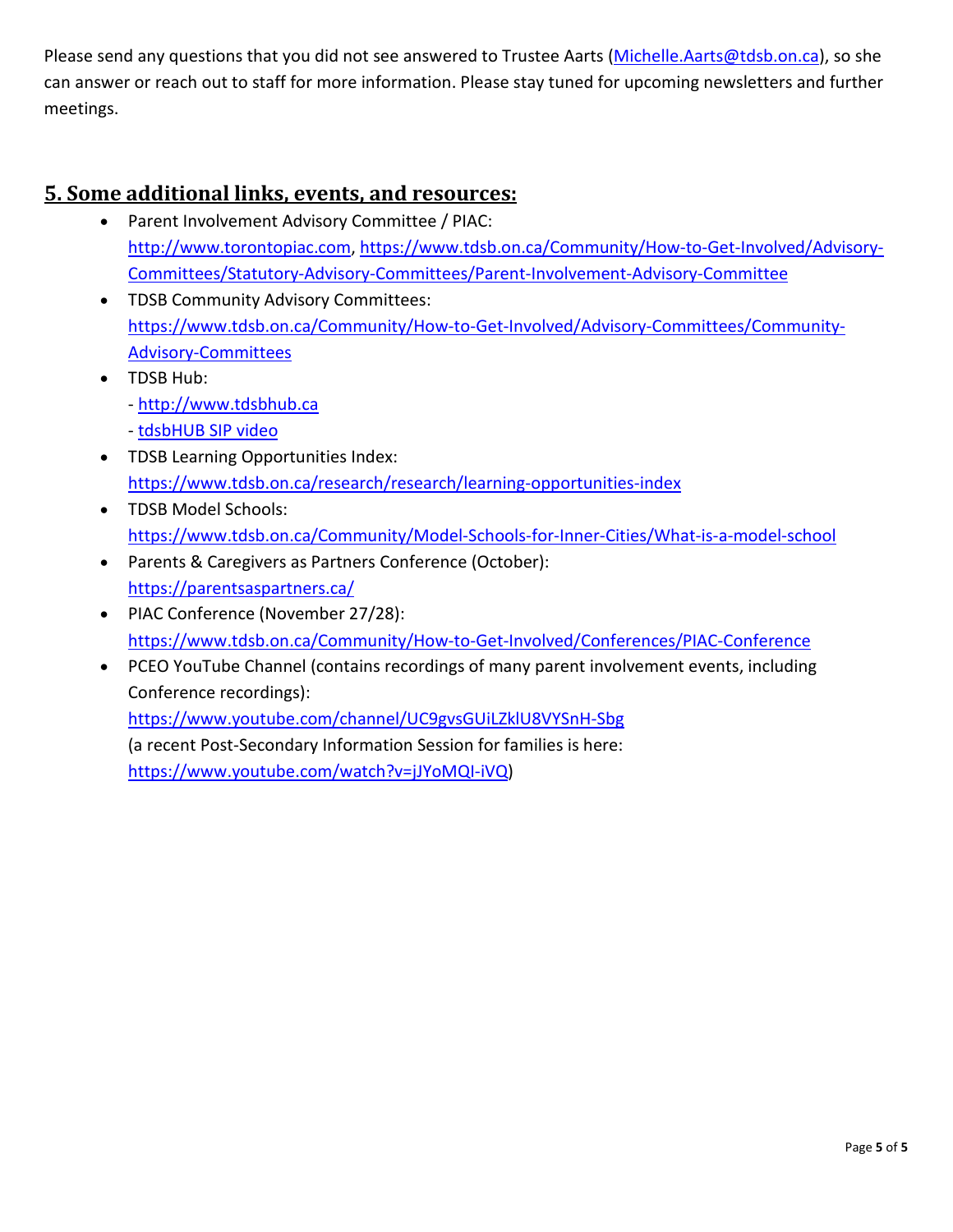Please send any questions that you did not see answered to Trustee Aarts (Michelle.Aarts@tdsb.on.ca), so she can answer or reach out to staff for more information. Please stay tuned for upcoming newsletters and further meetings.

## 5. Some additional links, events, and resources:

- Parent Involvement Advisory Committee / PIAC: http://www.torontopiac.com, https://www.tdsb.on.ca/Community/How-to-Get-Involved/Advisory-Committees/Statutory-Advisory-Committees/Parent-Involvement-Advisory-Committee
- TDSB Community Advisory Committees: https://www.tdsb.on.ca/Community/How-to-Get-Involved/Advisory-Committees/Community-Advisory-Committees
- TDSB Hub:
  - http://www.tdsbhub.ca
  - tdsbHUB SIP video
- TDSB Learning Opportunities Index: https://www.tdsb.on.ca/research/research/learning-opportunities-index
- TDSB Model Schools: https://www.tdsb.on.ca/Community/Model-Schools-for-Inner-Cities/What-is-a-model-school
- Parents & Caregivers as Partners Conference (October): https://parentsaspartners.ca/
- PIAC Conference (November 27/28): https://www.tdsb.on.ca/Community/How-to-Get-Involved/Conferences/PIAC-Conference
- PCEO YouTube Channel (contains recordings of many parent involvement events, including Conference recordings): https://www.youtube.com/channel/UC9gvsGUiLZklU8VYSnH-Sbg
  (a recent Post-Secondary Information Session for families is here: https://www.youtube.com/watch?v=jJYoMQI-iVQ)